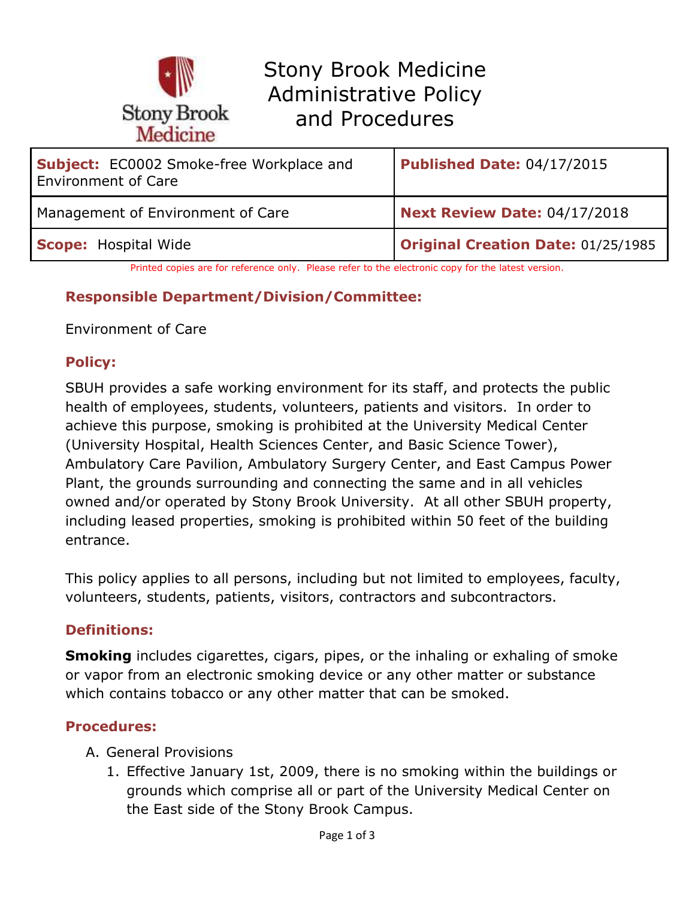# Stony Brook Medicine Administrative Policy and Procedures

| **Subject:** EC0002 Smoke-free Workplace and Environment of Care | **Published Date:** 04/17/2015 |
|---|---|
| Management of Environment of Care | **Next Review Date:** 04/17/2018 |
| **Scope:** Hospital Wide | **Original Creation Date:** 01/25/1985 |

Printed copies are for reference only. Please refer to the electronic copy for the latest version.

## Responsible Department/Division/Committee:

Environment of Care

## Policy:

SBUH provides a safe working environment for its staff, and protects the public health of employees, students, volunteers, patients and visitors. In order to achieve this purpose, smoking is prohibited at the University Medical Center (University Hospital, Health Sciences Center, and Basic Science Tower), Ambulatory Care Pavilion, Ambulatory Surgery Center, and East Campus Power Plant, the grounds surrounding and connecting the same and in all vehicles owned and/or operated by Stony Brook University. At all other SBUH property, including leased properties, smoking is prohibited within 50 feet of the building entrance.

This policy applies to all persons, including but not limited to employees, faculty, volunteers, students, patients, visitors, contractors and subcontractors.

## Definitions:

**Smoking** includes cigarettes, cigars, pipes, or the inhaling or exhaling of smoke or vapor from an electronic smoking device or any other matter or substance which contains tobacco or any other matter that can be smoked.

## Procedures:

A. General Provisions
   1. Effective January 1st, 2009, there is no smoking within the buildings or grounds which comprise all or part of the University Medical Center on the East side of the Stony Brook Campus.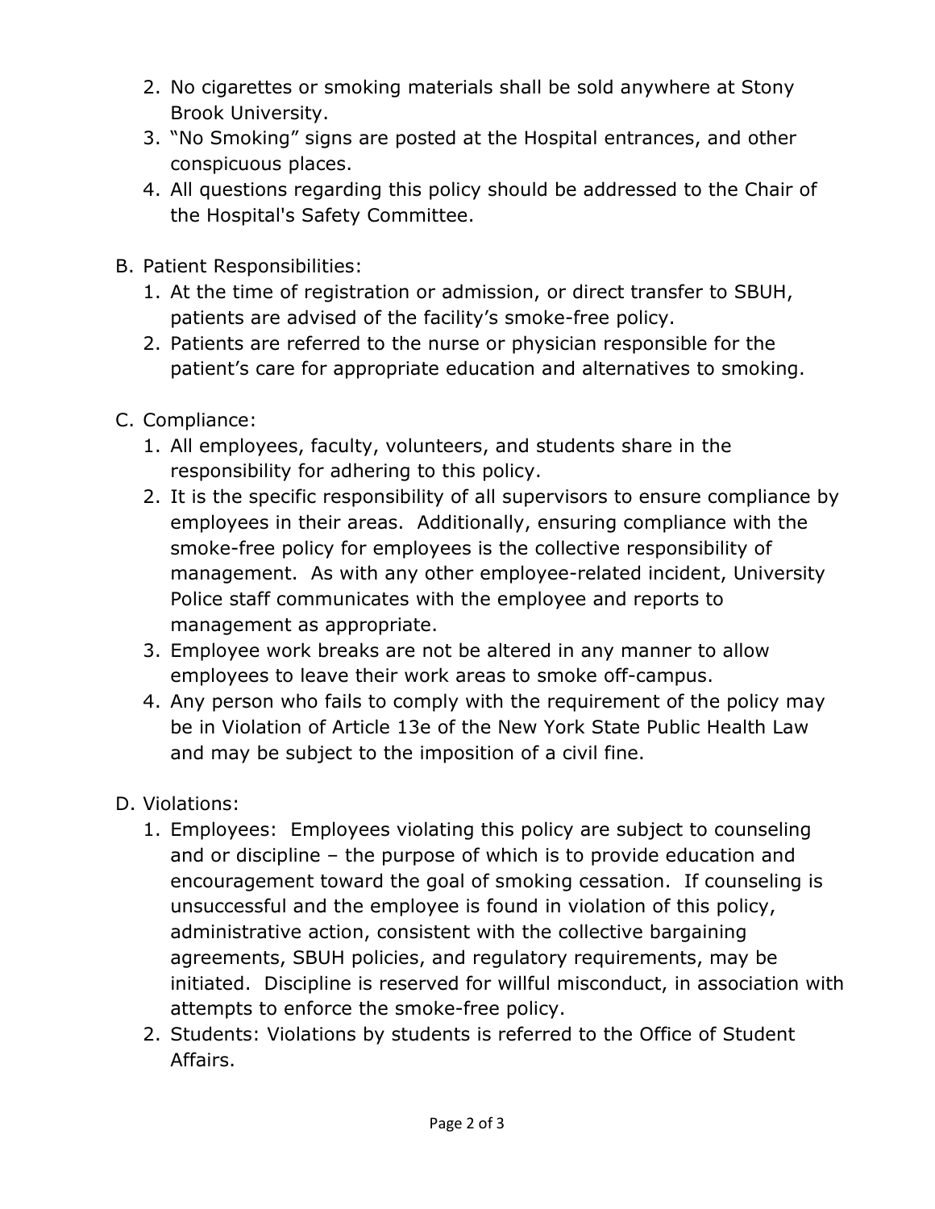2. No cigarettes or smoking materials shall be sold anywhere at Stony Brook University.
3. "No Smoking" signs are posted at the Hospital entrances, and other conspicuous places.
4. All questions regarding this policy should be addressed to the Chair of the Hospital's Safety Committee.

B. Patient Responsibilities:
   1. At the time of registration or admission, or direct transfer to SBUH, patients are advised of the facility's smoke-free policy.
   2. Patients are referred to the nurse or physician responsible for the patient's care for appropriate education and alternatives to smoking.

C. Compliance:
   1. All employees, faculty, volunteers, and students share in the responsibility for adhering to this policy.
   2. It is the specific responsibility of all supervisors to ensure compliance by employees in their areas. Additionally, ensuring compliance with the smoke-free policy for employees is the collective responsibility of management. As with any other employee-related incident, University Police staff communicates with the employee and reports to management as appropriate.
   3. Employee work breaks are not be altered in any manner to allow employees to leave their work areas to smoke off-campus.
   4. Any person who fails to comply with the requirement of the policy may be in Violation of Article 13e of the New York State Public Health Law and may be subject to the imposition of a civil fine.

D. Violations:
   1. Employees: Employees violating this policy are subject to counseling and or discipline – the purpose of which is to provide education and encouragement toward the goal of smoking cessation. If counseling is unsuccessful and the employee is found in violation of this policy, administrative action, consistent with the collective bargaining agreements, SBUH policies, and regulatory requirements, may be initiated. Discipline is reserved for willful misconduct, in association with attempts to enforce the smoke-free policy.
   2. Students: Violations by students is referred to the Office of Student Affairs.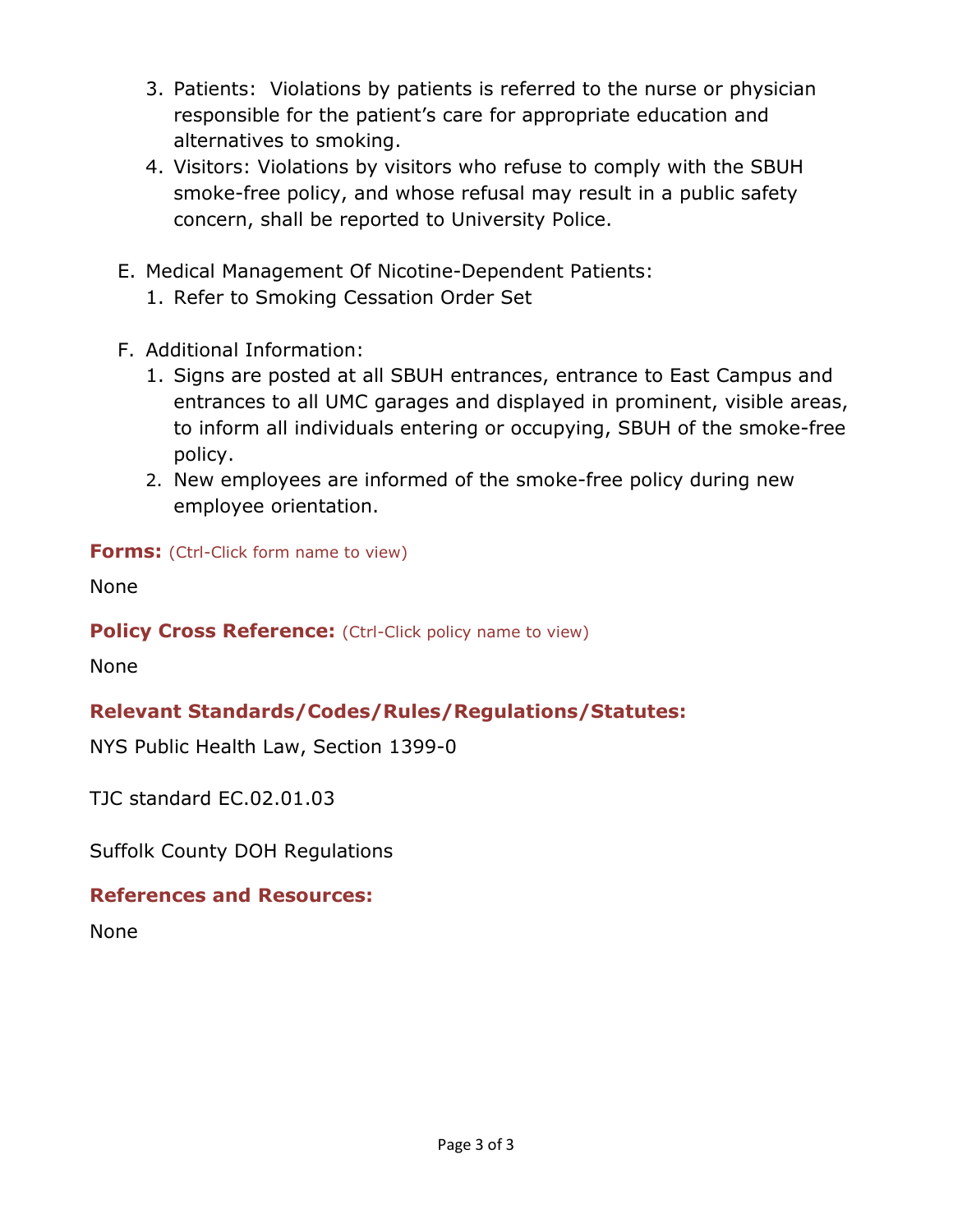3. Patients: Violations by patients is referred to the nurse or physician responsible for the patient's care for appropriate education and alternatives to smoking.
4. Visitors: Violations by visitors who refuse to comply with the SBUH smoke-free policy, and whose refusal may result in a public safety concern, shall be reported to University Police.

E. Medical Management Of Nicotine-Dependent Patients:
   1. Refer to Smoking Cessation Order Set

F. Additional Information:
   1. Signs are posted at all SBUH entrances, entrance to East Campus and entrances to all UMC garages and displayed in prominent, visible areas, to inform all individuals entering or occupying, SBUH of the smoke-free policy.
   2. New employees are informed of the smoke-free policy during new employee orientation.

**Forms:** (Ctrl-Click form name to view)

None

**Policy Cross Reference:** (Ctrl-Click policy name to view)

None

**Relevant Standards/Codes/Rules/Regulations/Statutes:**

NYS Public Health Law, Section 1399-0

TJC standard EC.02.01.03

Suffolk County DOH Regulations

**References and Resources:**

None